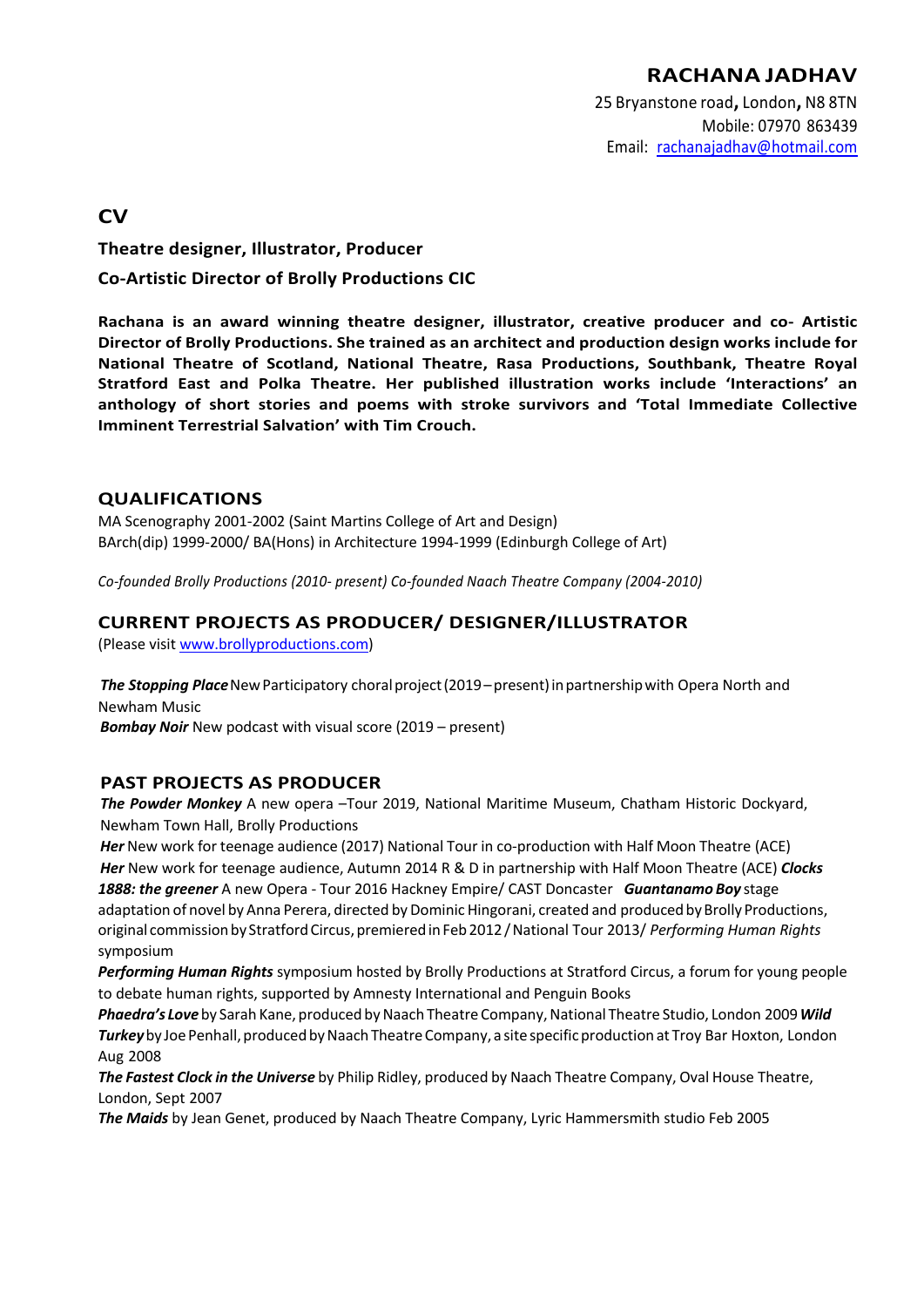# RACHANA JADHAV

25 Bryanstone road**,** London**,** N8 8TN
Mobile: 07970 863439
Email: rachanajadhav@hotmail.com

## CV

**Theatre designer, Illustrator, Producer**

**Co-Artistic Director of Brolly Productions CIC**

**Rachana is an award winning theatre designer, illustrator, creative producer and co- Artistic Director of Brolly Productions. She trained as an architect and production design works include for National Theatre of Scotland, National Theatre, Rasa Productions, Southbank, Theatre Royal Stratford East and Polka Theatre. Her published illustration works include 'Interactions' an anthology of short stories and poems with stroke survivors and 'Total Immediate Collective Imminent Terrestrial Salvation' with Tim Crouch.**

## QUALIFICATIONS

MA Scenography 2001-2002 (Saint Martins College of Art and Design)
BArch(dip) 1999-2000/ BA(Hons) in Architecture 1994-1999 (Edinburgh College of Art)

*Co-founded Brolly Productions (2010- present) Co-founded Naach Theatre Company (2004-2010)*

## CURRENT PROJECTS AS PRODUCER/ DESIGNER/ILLUSTRATOR

(Please visit www.brollyproductions.com)

***The Stopping Place*** New Participatory choral project (2019 – present) in partnership with Opera North and Newham Music
***Bombay Noir*** New podcast with visual score (2019 – present)

## PAST PROJECTS AS PRODUCER

***The Powder Monkey*** A new opera –Tour 2019, National Maritime Museum, Chatham Historic Dockyard, Newham Town Hall, Brolly Productions
***Her*** New work for teenage audience (2017) National Tour in co-production with Half Moon Theatre (ACE)
***Her*** New work for teenage audience, Autumn 2014 R & D in partnership with Half Moon Theatre (ACE) ***Clocks 1888: the greener*** A new Opera - Tour 2016 Hackney Empire/ CAST Doncaster ***Guantanamo Boy*** stage adaptation of novel by Anna Perera, directed by Dominic Hingorani, created and produced by Brolly Productions, original commission by Stratford Circus, premiered in Feb 2012 / National Tour 2013/ *Performing Human Rights* symposium
***Performing Human Rights*** symposium hosted by Brolly Productions at Stratford Circus, a forum for young people to debate human rights, supported by Amnesty International and Penguin Books
***Phaedra's Love*** by Sarah Kane, produced by Naach Theatre Company, National Theatre Studio, London 2009 ***Wild Turkey*** by Joe Penhall, produced by Naach Theatre Company, a site specific production at Troy Bar Hoxton, London Aug 2008
***The Fastest Clock in the Universe*** by Philip Ridley, produced by Naach Theatre Company, Oval House Theatre, London, Sept 2007
***The Maids*** by Jean Genet, produced by Naach Theatre Company, Lyric Hammersmith studio Feb 2005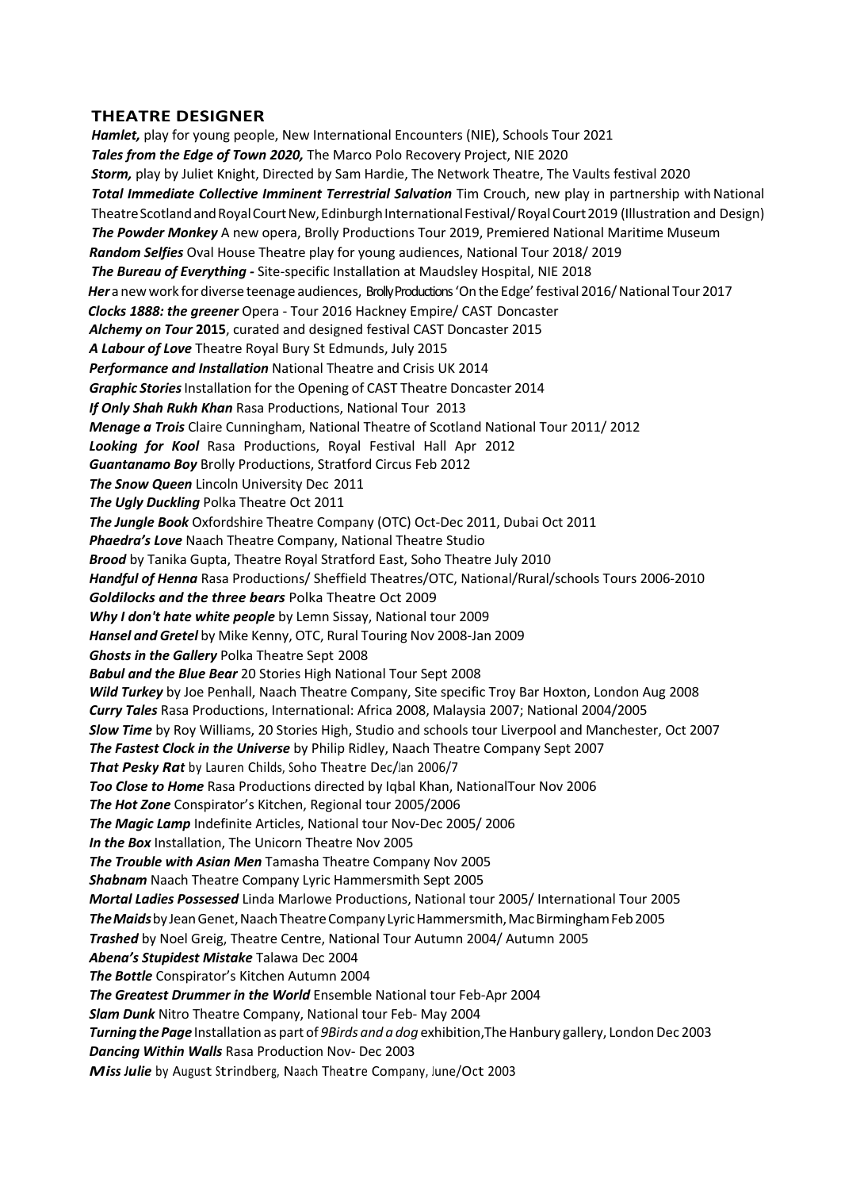## THEATRE DESIGNER

***Hamlet,*** play for young people, New International Encounters (NIE), Schools Tour 2021
***Tales from the Edge of Town 2020,*** The Marco Polo Recovery Project, NIE 2020
***Storm,*** play by Juliet Knight, Directed by Sam Hardie, The Network Theatre, The Vaults festival 2020
***Total Immediate Collective Imminent Terrestrial Salvation*** Tim Crouch, new play in partnership with National Theatre Scotland and Royal Court New, Edinburgh International Festival/ Royal Court 2019 (Illustration and Design)
***The Powder Monkey*** A new opera, Brolly Productions Tour 2019, Premiered National Maritime Museum
***Random Selfies*** Oval House Theatre play for young audiences, National Tour 2018/ 2019
***The Bureau of Everything -*** Site-specific Installation at Maudsley Hospital, NIE 2018
***Her*** a new work for diverse teenage audiences, Brolly Productions 'On the Edge' festival 2016/ National Tour 2017
***Clocks 1888: the greener*** Opera - Tour 2016 Hackney Empire/ CAST Doncaster
***Alchemy on Tour* 2015**, curated and designed festival CAST Doncaster 2015
***A Labour of Love*** Theatre Royal Bury St Edmunds, July 2015
***Performance and Installation*** National Theatre and Crisis UK 2014
***Graphic Stories*** Installation for the Opening of CAST Theatre Doncaster 2014
***If Only Shah Rukh Khan*** Rasa Productions, National Tour 2013
***Menage a Trois*** Claire Cunningham, National Theatre of Scotland National Tour 2011/ 2012
***Looking for Kool*** Rasa Productions, Royal Festival Hall Apr 2012
***Guantanamo Boy*** Brolly Productions, Stratford Circus Feb 2012
***The Snow Queen*** Lincoln University Dec 2011
***The Ugly Duckling*** Polka Theatre Oct 2011
***The Jungle Book*** Oxfordshire Theatre Company (OTC) Oct-Dec 2011, Dubai Oct 2011
***Phaedra's Love*** Naach Theatre Company, National Theatre Studio
***Brood*** by Tanika Gupta, Theatre Royal Stratford East, Soho Theatre July 2010
***Handful of Henna*** Rasa Productions/ Sheffield Theatres/OTC, National/Rural/schools Tours 2006-2010
***Goldilocks and the three bears*** Polka Theatre Oct 2009
***Why I don't hate white people*** by Lemn Sissay, National tour 2009
***Hansel and Gretel*** by Mike Kenny, OTC, Rural Touring Nov 2008-Jan 2009
***Ghosts in the Gallery*** Polka Theatre Sept 2008
***Babul and the Blue Bear*** 20 Stories High National Tour Sept 2008
***Wild Turkey*** by Joe Penhall, Naach Theatre Company, Site specific Troy Bar Hoxton, London Aug 2008
***Curry Tales*** Rasa Productions, International: Africa 2008, Malaysia 2007; National 2004/2005
***Slow Time*** by Roy Williams, 20 Stories High, Studio and schools tour Liverpool and Manchester, Oct 2007
***The Fastest Clock in the Universe*** by Philip Ridley, Naach Theatre Company Sept 2007
***That Pesky Rat*** by Lauren Childs, Soho Theatre Dec/Jan 2006/7
***Too Close to Home*** Rasa Productions directed by Iqbal Khan, NationalTour Nov 2006
***The Hot Zone*** Conspirator's Kitchen, Regional tour 2005/2006
***The Magic Lamp*** Indefinite Articles, National tour Nov-Dec 2005/ 2006
***In the Box*** Installation, The Unicorn Theatre Nov 2005
***The Trouble with Asian Men*** Tamasha Theatre Company Nov 2005
***Shabnam*** Naach Theatre Company Lyric Hammersmith Sept 2005
***Mortal Ladies Possessed*** Linda Marlowe Productions, National tour 2005/ International Tour 2005
***The Maids*** by Jean Genet, Naach Theatre Company Lyric Hammersmith, Mac Birmingham Feb 2005
***Trashed*** by Noel Greig, Theatre Centre, National Tour Autumn 2004/ Autumn 2005
***Abena's Stupidest Mistake*** Talawa Dec 2004
***The Bottle*** Conspirator's Kitchen Autumn 2004
***The Greatest Drummer in the World*** Ensemble National tour Feb-Apr 2004
***Slam Dunk*** Nitro Theatre Company, National tour Feb- May 2004
***Turning the Page*** Installation as part of *9Birds and a dog* exhibition, The Hanbury gallery, London Dec 2003
***Dancing Within Walls*** Rasa Production Nov- Dec 2003
***Miss Julie*** by August Strindberg, Naach Theatre Company, June/Oct 2003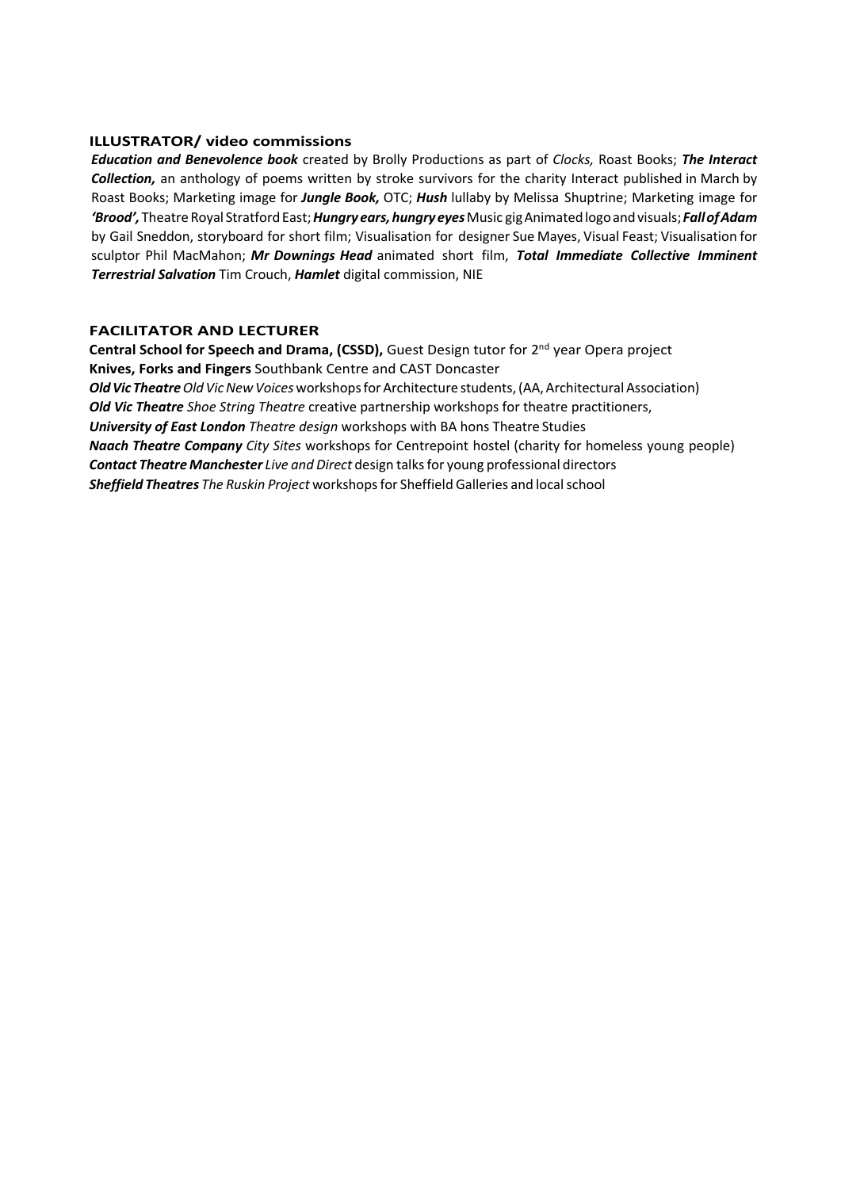## ILLUSTRATOR/ video commissions

***Education and Benevolence book*** created by Brolly Productions as part of *Clocks,* Roast Books; ***The Interact Collection,*** an anthology of poems written by stroke survivors for the charity Interact published in March by Roast Books; Marketing image for ***Jungle Book,*** OTC; ***Hush*** lullaby by Melissa Shuptrine; Marketing image for ***'Brood',*** Theatre Royal Stratford East; ***Hungry ears, hungry eyes*** Music gig Animated logo and visuals; ***Fall of Adam*** by Gail Sneddon, storyboard for short film; Visualisation for designer Sue Mayes, Visual Feast; Visualisation for sculptor Phil MacMahon; ***Mr Downings Head*** animated short film, ***Total Immediate Collective Imminent Terrestrial Salvation*** Tim Crouch, ***Hamlet*** digital commission, NIE

## FACILITATOR AND LECTURER

**Central School for Speech and Drama, (CSSD),** Guest Design tutor for 2nd year Opera project
**Knives, Forks and Fingers** Southbank Centre and CAST Doncaster
***Old Vic Theatre*** *Old Vic New Voices* workshops for Architecture students, (AA, Architectural Association)
***Old Vic Theatre*** *Shoe String Theatre* creative partnership workshops for theatre practitioners,
***University of East London*** *Theatre design* workshops with BA hons Theatre Studies
***Naach Theatre Company*** *City Sites* workshops for Centrepoint hostel (charity for homeless young people)
***Contact Theatre Manchester*** *Live and Direct* design talks for young professional directors
***Sheffield Theatres*** *The Ruskin Project* workshops for Sheffield Galleries and local school